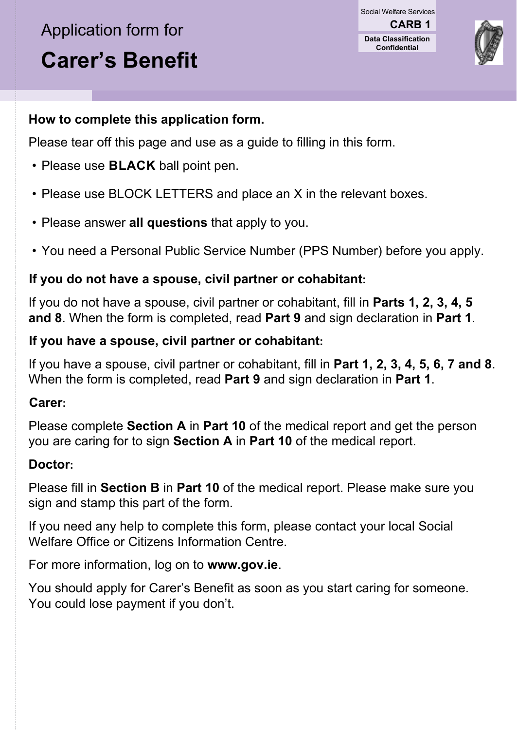Social Welfare Services

**CARB 1**

**Data Classification Confidential**

# Application form for

# Carer's Benefit

### How to complete this application form.

Please tear off this page and use as a guide to filling in this form.

- Please use **BLACK** ball point pen.
- Please use BLOCK LETTERS and place an X in the relevant boxes.
- Please answer **all questions** that apply to you.
- You need a Personal Public Service Number (PPS Number) before you apply.

### If you do not have a spouse, civil partner or cohabitant:

If you do not have a spouse, civil partner or cohabitant, fill in **Parts 1, 2, 3, 4, 5 and 8**. When the form is completed, read **Part 9** and sign declaration in **Part 1**.

### If you have a spouse, civil partner or cohabitant:

If you have a spouse, civil partner or cohabitant, fill in **Part 1, 2, 3, 4, 5, 6, 7 and 8**. When the form is completed, read **Part 9** and sign declaration in **Part 1**.

### Carer:

Please complete **Section A** in **Part 10** of the medical report and get the person you are caring for to sign **Section A** in **Part 10** of the medical report.

### Doctor:

Please fill in **Section B** in **Part 10** of the medical report. Please make sure you sign and stamp this part of the form.

If you need any help to complete this form, please contact your local Social Welfare Office or Citizens Information Centre.

For more information, log on to **www.gov.ie**.

You should apply for Carer's Benefit as soon as you start caring for someone. You could lose payment if you don't.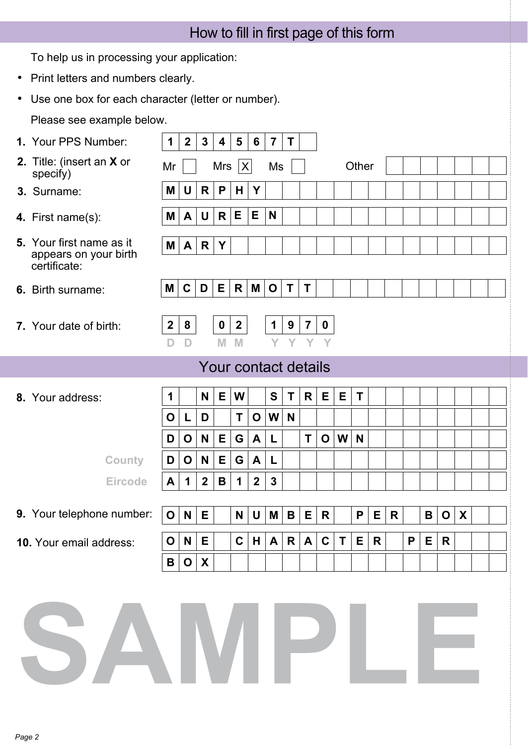## How to fill in first page of this form

To help us in processing your application:

- Print letters and numbers clearly.
- Use one box for each character (letter or number).

Please see example below.

| | |
|---|---|
| **1.** Your PPS Number: | 1 2 3 4 5 6 7 T |
| **2.** Title: (insert an **X** or specify) | Mr [ ] Mrs [X] Ms [ ] Other [ ] |
| **3.** Surname: | M U R P H Y |
| **4.** First name(s): | M A U R E E N |
| **5.** Your first name as it appears on your birth certificate: | M A R Y |
| **6.** Birth surname: | M C D E R M O T T |
| **7.** Your date of birth: | 2 8 (DD) 0 2 (MM) 1 9 7 0 (YYYY) |

## Your contact details

| | |
|---|---|
| **8.** Your address: | 1 NEW STREET |
| | OLD TOWN |
| | DONEGAL TOWN |
| County | DONEGAL |
| Eircode | A12B123 |
| **9.** Your telephone number: | ONE NUMBER PER BOX |
| **10.** Your email address: | ONE CHARACTER PER |
| | BOX |

SAMPLE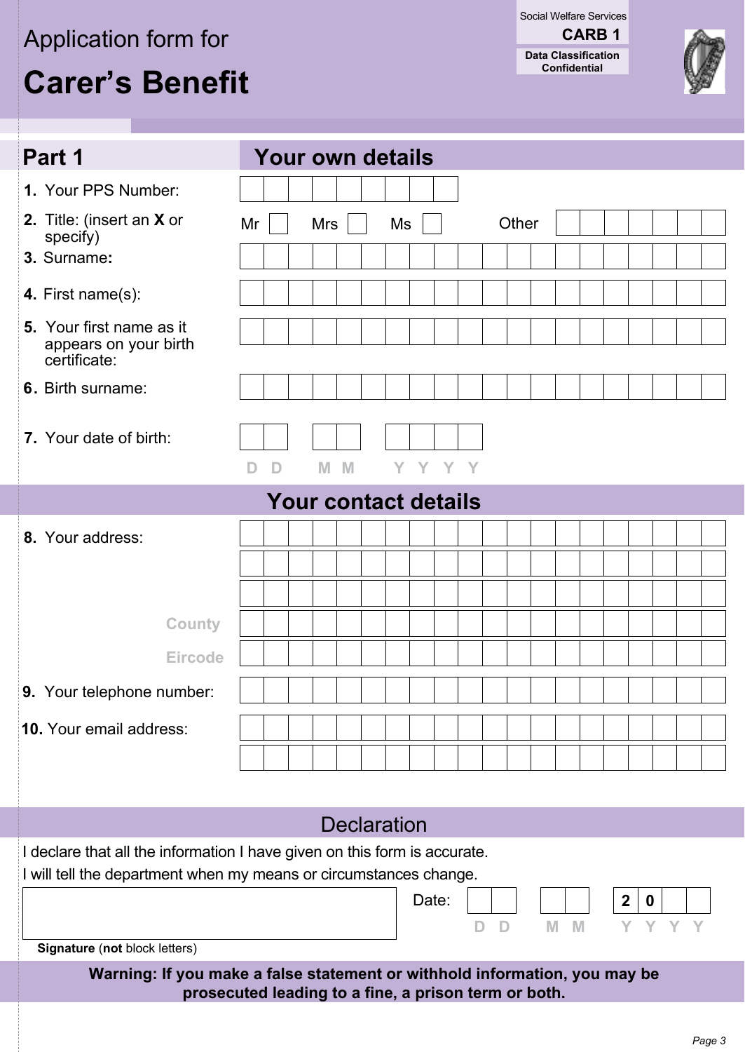Social Welfare Services

**CARB 1**

**Data Classification Confidential**

Application form for

# Carer's Benefit

## Part 1 — Your own details

**1.** Your PPS Number:

**2.** Title: (insert an **X** or specify) Mr ☐ Mrs ☐ Ms ☐ Other

**3.** Surname**:**

**4.** First name(s):

**5.** Your first name as it appears on your birth certificate:

**6.** Birth surname:

**7.** Your date of birth: D D M M Y Y Y Y

## Your contact details

**8.** Your address:

County

Eircode

**9.** Your telephone number:

**10.** Your email address:

## Declaration

I declare that all the information I have given on this form is accurate.

I will tell the department when my means or circumstances change.

**Signature** (**not** block letters)

Date: D D M M 2 0 Y Y

**Warning: If you make a false statement or withhold information, you may be prosecuted leading to a fine, a prison term or both.**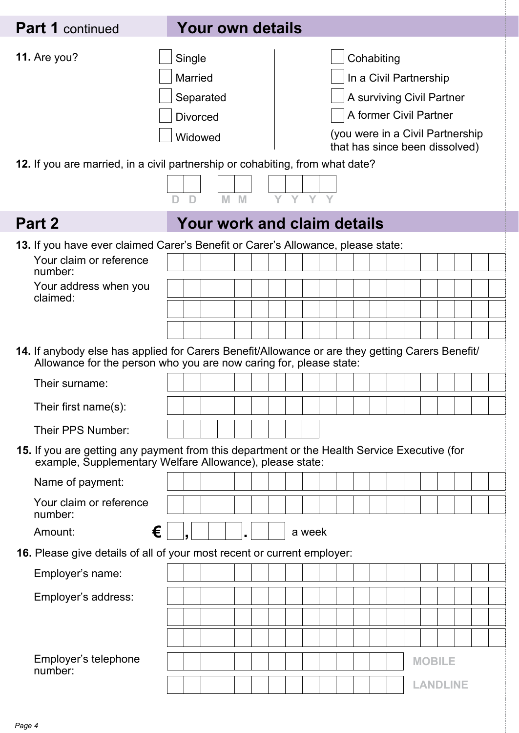## Part 1 continued — Your own details

**11.** Are you?

- ☐ Single
- ☐ Married
- ☐ Separated
- ☐ Divorced
- ☐ Widowed
- ☐ Cohabiting
- ☐ In a Civil Partnership
- ☐ A surviving Civil Partner
- ☐ A former Civil Partner (you were in a Civil Partnership that has since been dissolved)

**12.** If you are married, in a civil partnership or cohabiting, from what date?

D D / M M / Y Y Y Y

## Part 2 — Your work and claim details

**13.** If you have ever claimed Carer's Benefit or Carer's Allowance, please state:

Your claim or reference number:

Your address when you claimed:

**14.** If anybody else has applied for Carers Benefit/Allowance or are they getting Carers Benefit/ Allowance for the person who you are now caring for, please state:

Their surname:

Their first name(s):

Their PPS Number:

**15.** If you are getting any payment from this department or the Health Service Executive (for example, Supplementary Welfare Allowance), please state:

Name of payment:

Your claim or reference number:

Amount: € \_ , \_ \_ \_ . \_ \_ a week

**16.** Please give details of all of your most recent or current employer:

Employer's name:

Employer's address:

Employer's telephone number:

MOBILE

LANDLINE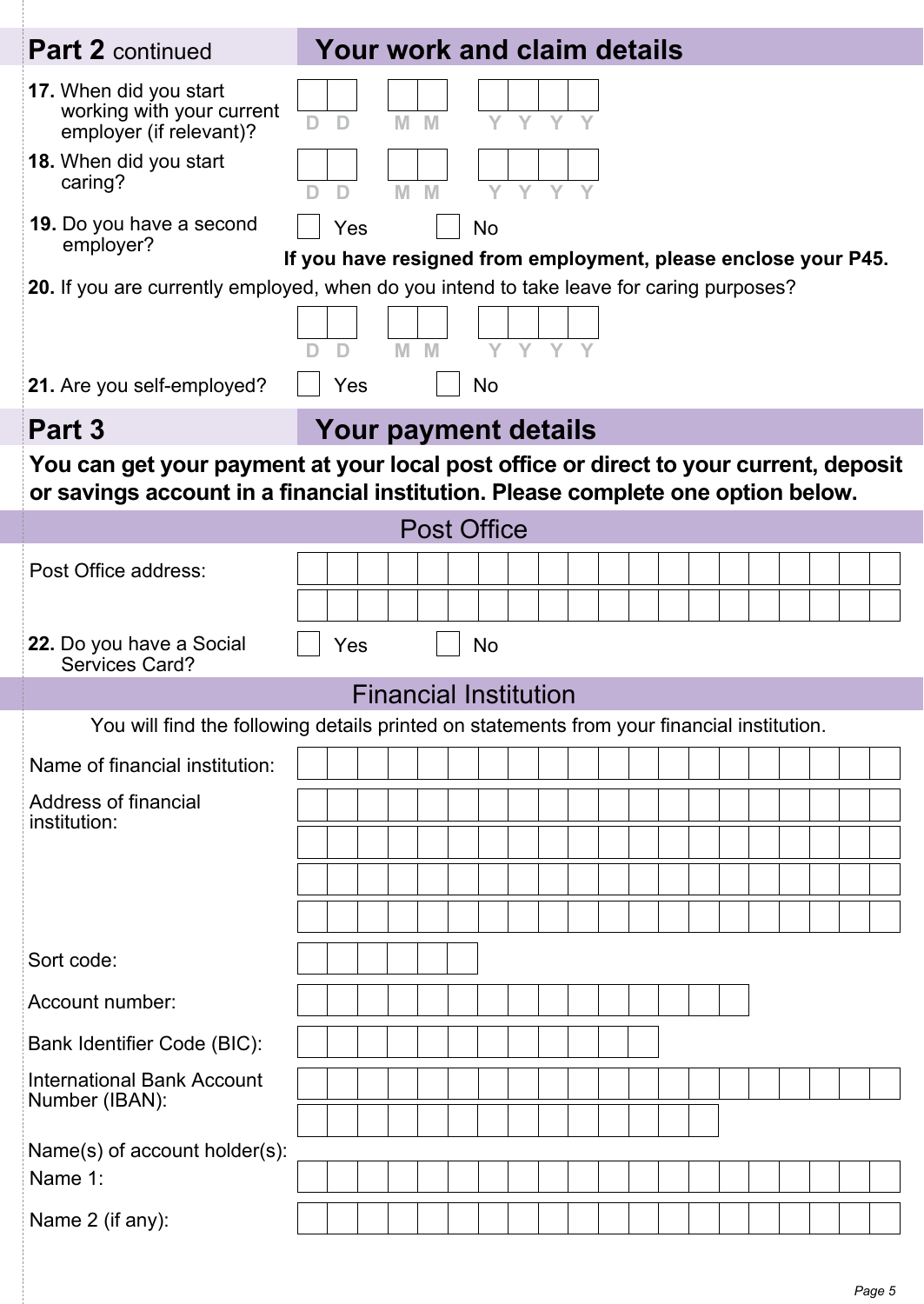## Part 2 continued — Your work and claim details

**17.** When did you start working with your current employer (if relevant)? DD MM YYYY

**18.** When did you start caring? DD MM YYYY

**19.** Do you have a second employer? ☐ Yes ☐ No

**If you have resigned from employment, please enclose your P45.**

**20.** If you are currently employed, when do you intend to take leave for caring purposes? DD MM YYYY

**21.** Are you self-employed? ☐ Yes ☐ No

## Part 3 — Your payment details

**You can get your payment at your local post office or direct to your current, deposit or savings account in a financial institution. Please complete one option below.**

### Post Office

Post Office address:

**22.** Do you have a Social Services Card? ☐ Yes ☐ No

### Financial Institution

You will find the following details printed on statements from your financial institution.

Name of financial institution:

Address of financial institution:

Sort code:

Account number:

Bank Identifier Code (BIC):

International Bank Account Number (IBAN):

Name(s) of account holder(s):

Name 1:

Name 2 (if any):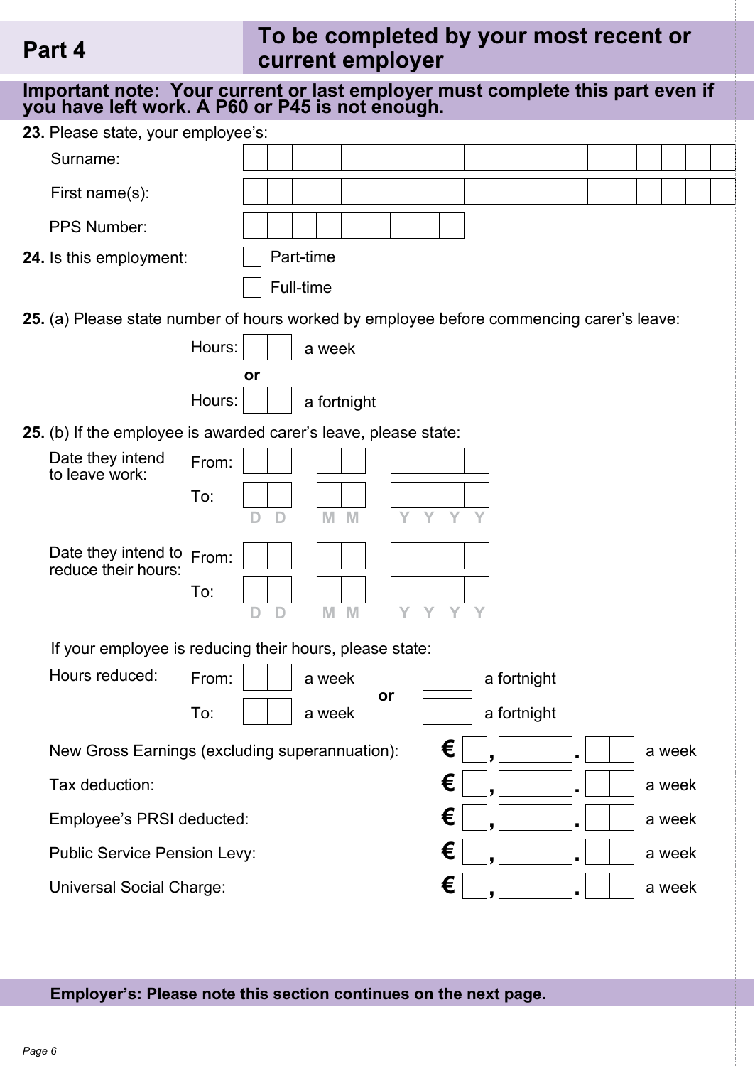## Part 4 — To be completed by your most recent or current employer

**Important note: Your current or last employer must complete this part even if you have left work. A P60 or P45 is not enough.**

**23.** Please state, your employee's:

Surname: ______________________

First name(s): ______________________

PPS Number: ______________________

**24.** Is this employment:

☐ Part-time

☐ Full-time

**25.** (a) Please state number of hours worked by employee before commencing carer's leave:

Hours: ____ a week

**or**

Hours: ____ a fortnight

**25.** (b) If the employee is awarded carer's leave, please state:

Date they intend to leave work:
From: DD / MM / YYYY
To: DD / MM / YYYY

Date they intend to reduce their hours:
From: DD / MM / YYYY
To: DD / MM / YYYY

If your employee is reducing their hours, please state:

Hours reduced:
From: ____ a week **or** ____ a fortnight
To: ____ a week **or** ____ a fortnight

New Gross Earnings (excluding superannuation): € __,___.__ a week

Tax deduction: € __,___.__ a week

Employee's PRSI deducted: € __,___.__ a week

Public Service Pension Levy: € __,___.__ a week

Universal Social Charge: € __,___.__ a week

**Employer's: Please note this section continues on the next page.**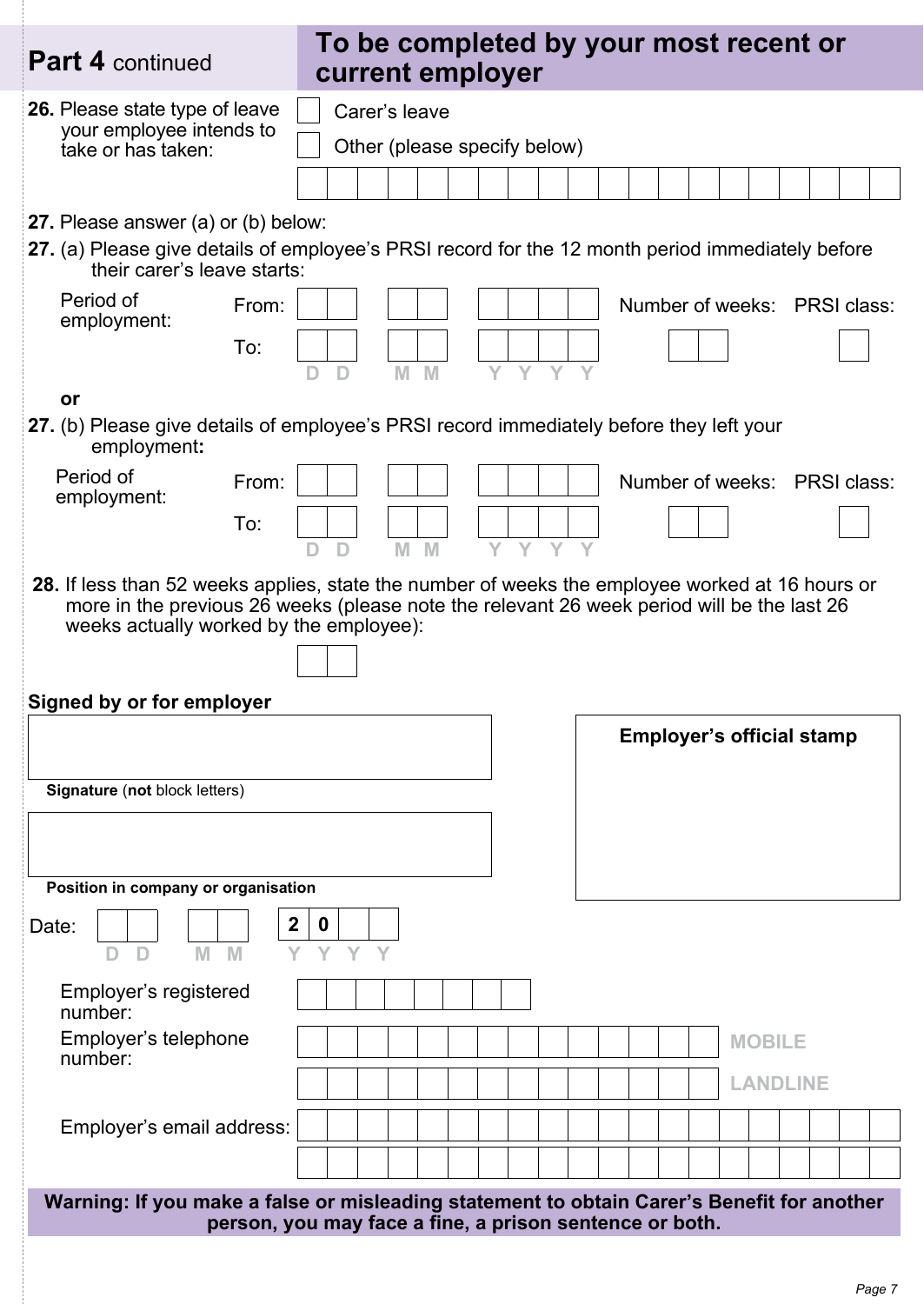## Part 4 continued — To be completed by your most recent or current employer

**26.** Please state type of leave your employee intends to take or has taken:

- ☐ Carer's leave
- ☐ Other (please specify below)

**27.** Please answer (a) or (b) below:

**27.** (a) Please give details of employee's PRSI record for the 12 month period immediately before their carer's leave starts:

| Period of employment: | | Number of weeks: | PRSI class: |
|---|---|---|---|
| From: | DD MM YYYY | | |
| To: | DD MM YYYY | | |

**or**

**27.** (b) Please give details of employee's PRSI record immediately before they left your employment**:**

| Period of employment: | | Number of weeks: | PRSI class: |
|---|---|---|---|
| From: | DD MM YYYY | | |
| To: | DD MM YYYY | | |

**28.** If less than 52 weeks applies, state the number of weeks the employee worked at 16 hours or more in the previous 26 weeks (please note the relevant 26 week period will be the last 26 weeks actually worked by the employee):

**Signed by or for employer**

**Signature** (**not** block letters)

**Position in company or organisation**

**Employer's official stamp**

Date: DD MM 20YY

Employer's registered number:

Employer's telephone number: **MOBILE** **LANDLINE**

Employer's email address:

**Warning: If you make a false or misleading statement to obtain Carer's Benefit for another person, you may face a fine, a prison sentence or both.**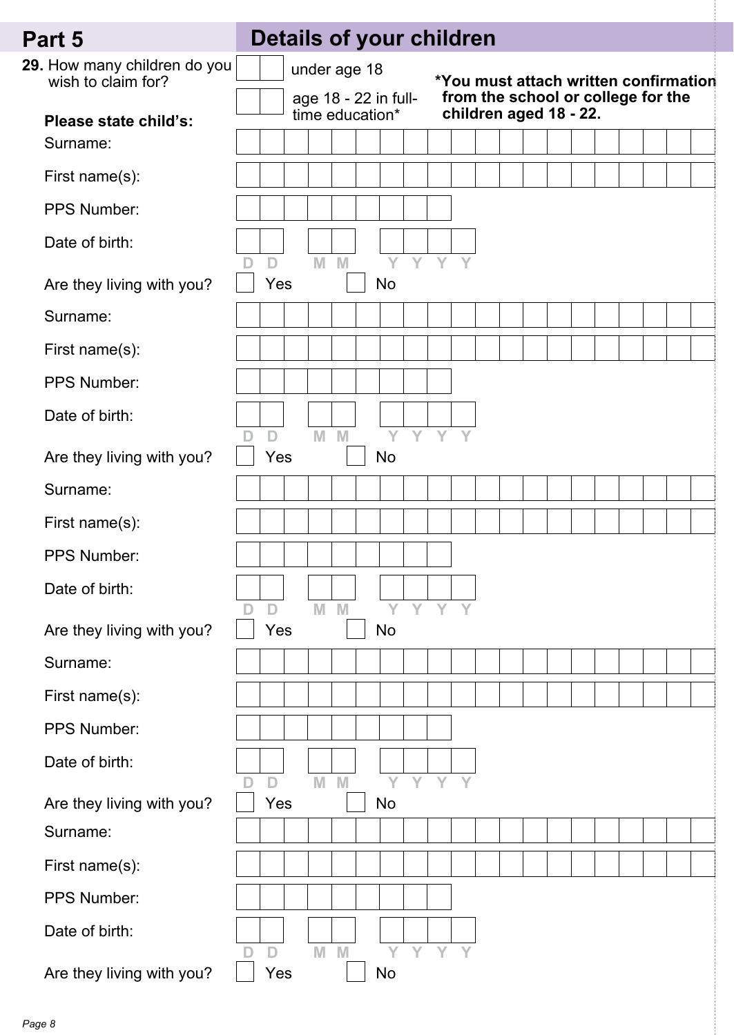## Part 5 Details of your children

**29.** How many children do you wish to claim for?

☐☐ under age 18

☐☐ age 18 - 22 in full-time education*

***You must attach written confirmation from the school or college for the children aged 18 - 22.**

**Please state child's:**

Surname:

First name(s):

PPS Number:

Date of birth: D D M M Y Y Y Y

Are they living with you? ☐ Yes ☐ No

Surname:

First name(s):

PPS Number:

Date of birth: D D M M Y Y Y Y

Are they living with you? ☐ Yes ☐ No

Surname:

First name(s):

PPS Number:

Date of birth: D D M M Y Y Y Y

Are they living with you? ☐ Yes ☐ No

Surname:

First name(s):

PPS Number:

Date of birth: D D M M Y Y Y Y

Are they living with you? ☐ Yes ☐ No

Surname:

First name(s):

PPS Number:

Date of birth: D D M M Y Y Y Y

Are they living with you? ☐ Yes ☐ No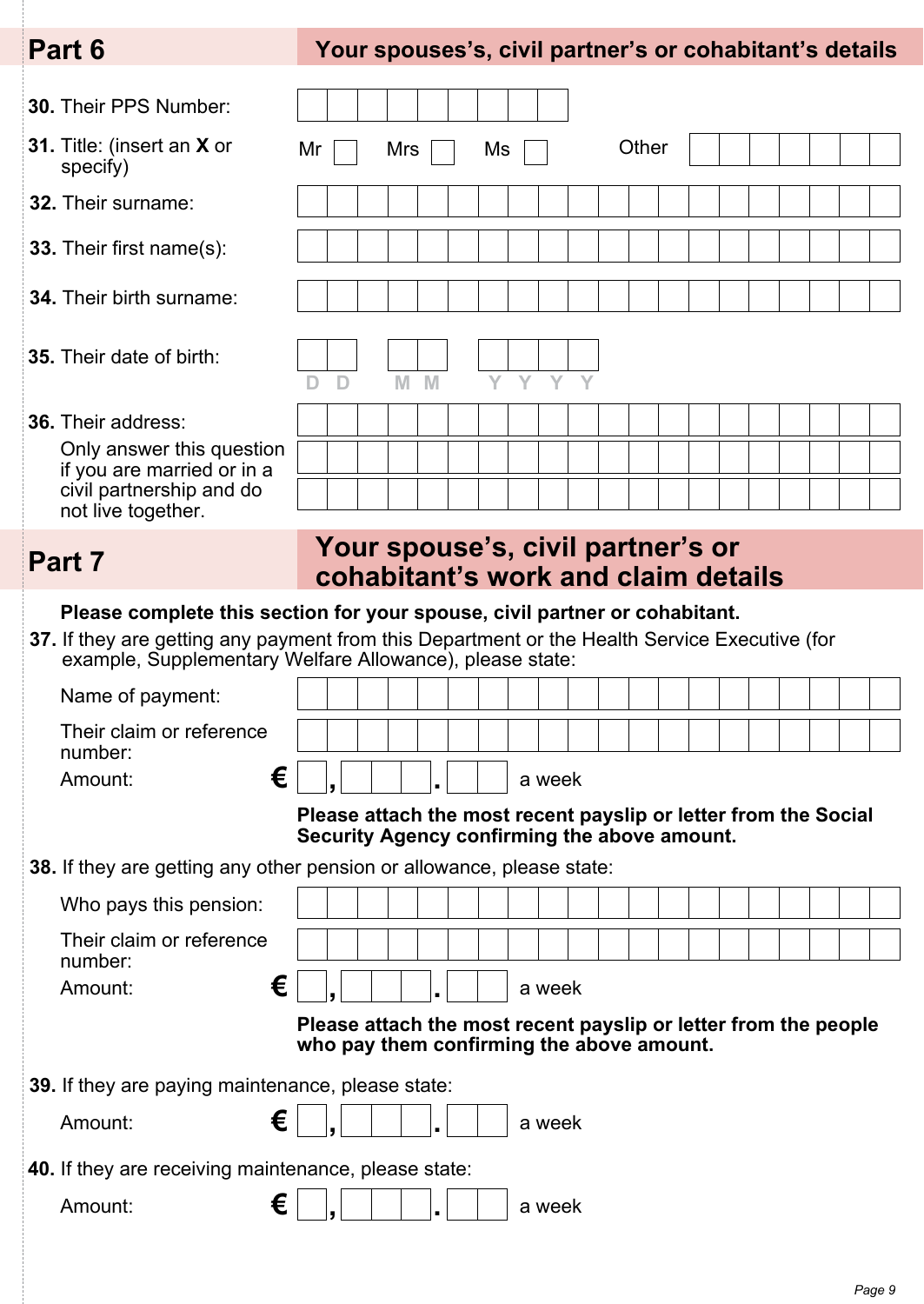## Part 6 — Your spouses's, civil partner's or cohabitant's details

**30.** Their PPS Number:

**31.** Title: (insert an **X** or specify) Mr ☐ Mrs ☐ Ms ☐ Other

**32.** Their surname:

**33.** Their first name(s):

**34.** Their birth surname:

**35.** Their date of birth: D D M M Y Y Y Y

**36.** Their address:

Only answer this question if you are married or in a civil partnership and do not live together.

## Part 7 — Your spouse's, civil partner's or cohabitant's work and claim details

**Please complete this section for your spouse, civil partner or cohabitant.**

**37.** If they are getting any payment from this Department or the Health Service Executive (for example, Supplementary Welfare Allowance), please state:

Name of payment:

Their claim or reference number:

Amount: € , . a week

**Please attach the most recent payslip or letter from the Social Security Agency confirming the above amount.**

**38.** If they are getting any other pension or allowance, please state:

Who pays this pension:

Their claim or reference number:

Amount: € , . a week

**Please attach the most recent payslip or letter from the people who pay them confirming the above amount.**

**39.** If they are paying maintenance, please state:

Amount: € , . a week

**40.** If they are receiving maintenance, please state:

Amount: € , . a week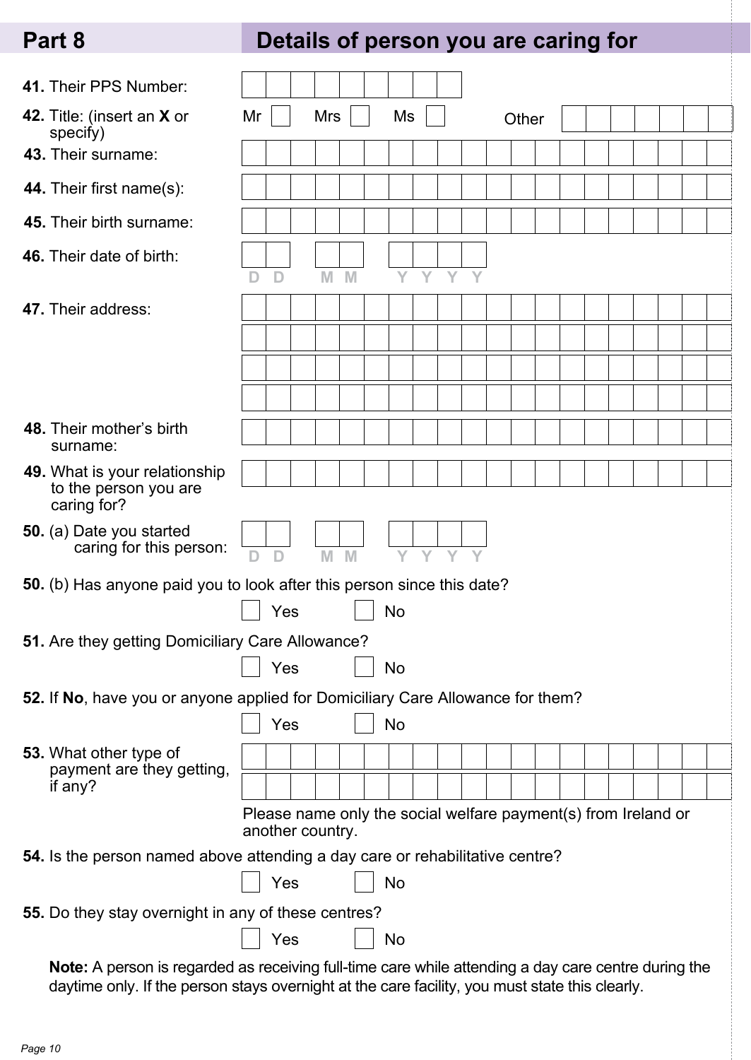## Part 8 Details of person you are caring for

**41.** Their PPS Number:

**42.** Title: (insert an **X** or specify) Mr ☐ Mrs ☐ Ms ☐ Other

**43.** Their surname:

**44.** Their first name(s):

**45.** Their birth surname:

**46.** Their date of birth: D D M M Y Y Y Y

**47.** Their address:

**48.** Their mother's birth surname:

**49.** What is your relationship to the person you are caring for?

**50.** (a) Date you started caring for this person: D D M M Y Y Y Y

**50.** (b) Has anyone paid you to look after this person since this date?

☐ Yes ☐ No

**51.** Are they getting Domiciliary Care Allowance?

☐ Yes ☐ No

**52.** If **No**, have you or anyone applied for Domiciliary Care Allowance for them?

☐ Yes ☐ No

**53.** What other type of payment are they getting, if any?

Please name only the social welfare payment(s) from Ireland or another country.

**54.** Is the person named above attending a day care or rehabilitative centre?

☐ Yes ☐ No

**55.** Do they stay overnight in any of these centres?

☐ Yes ☐ No

**Note:** A person is regarded as receiving full-time care while attending a day care centre during the daytime only. If the person stays overnight at the care facility, you must state this clearly.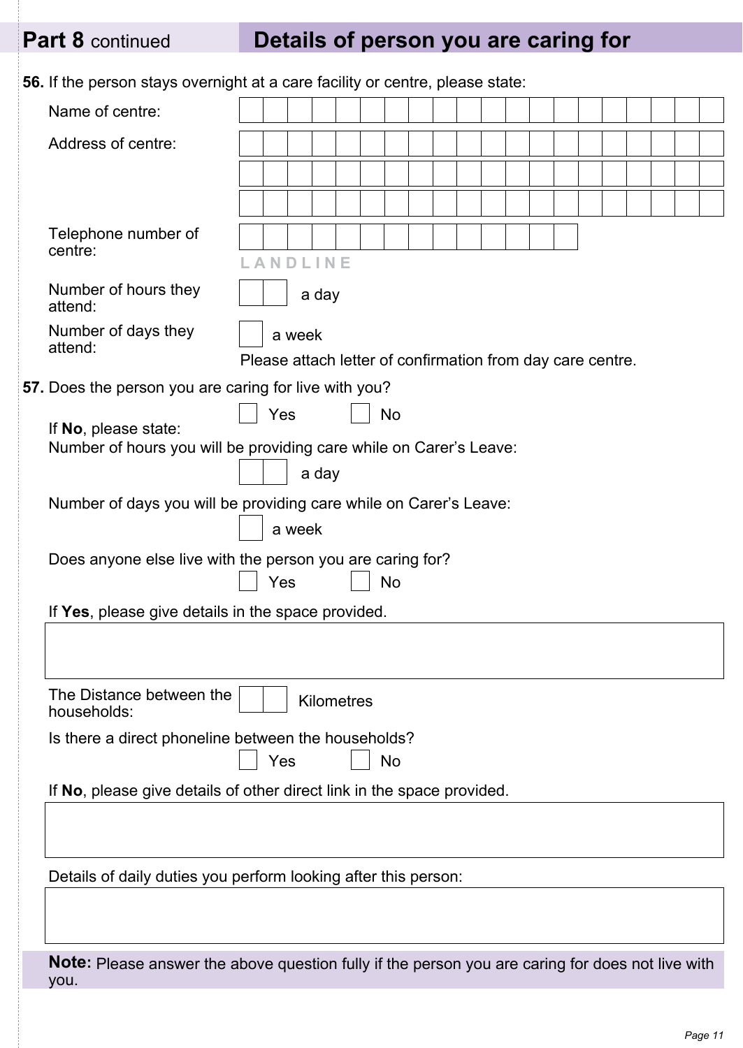## Part 8 continued — Details of person you are caring for

**56.** If the person stays overnight at a care facility or centre, please state:

Name of centre:

Address of centre:

Telephone number of centre:

LANDLINE

Number of hours they attend: a day

Number of days they attend: a week

Please attach letter of confirmation from day care centre.

**57.** Does the person you are caring for live with you?

☐ Yes ☐ No

If **No**, please state:

Number of hours you will be providing care while on Carer's Leave:

a day

Number of days you will be providing care while on Carer's Leave:

a week

Does anyone else live with the person you are caring for?

☐ Yes ☐ No

If **Yes**, please give details in the space provided.

The Distance between the households: Kilometres

Is there a direct phoneline between the households?

☐ Yes ☐ No

If **No**, please give details of other direct link in the space provided.

Details of daily duties you perform looking after this person:

**Note:** Please answer the above question fully if the person you are caring for does not live with you.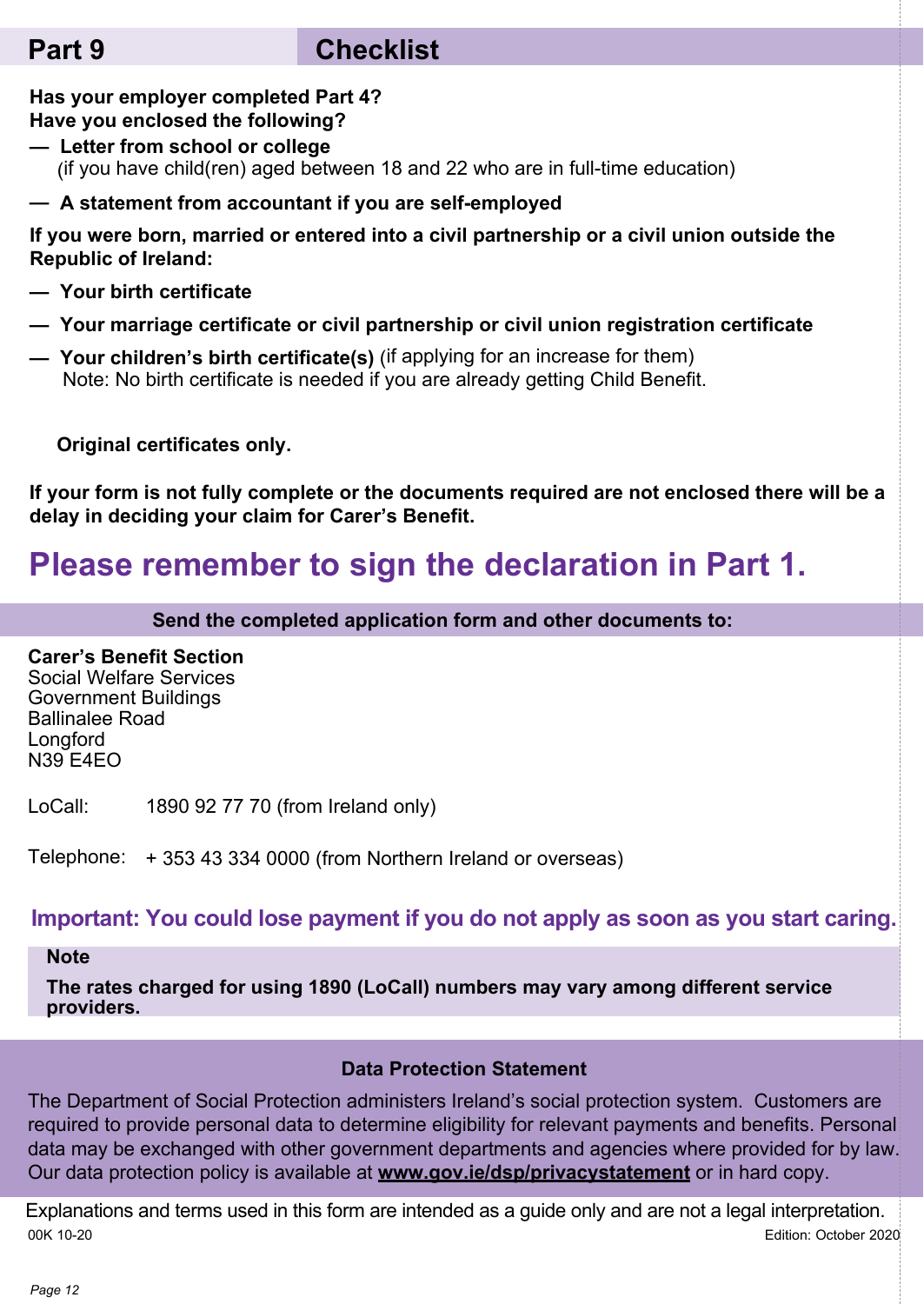## Part 9 Checklist

**Has your employer completed Part 4?**
**Have you enclosed the following?**

- **Letter from school or college**
  (if you have child(ren) aged between 18 and 22 who are in full-time education)
- **A statement from accountant if you are self-employed**

**If you were born, married or entered into a civil partnership or a civil union outside the Republic of Ireland:**

- **Your birth certificate**
- **Your marriage certificate or civil partnership or civil union registration certificate**
- **Your children's birth certificate(s)** (if applying for an increase for them)
  Note: No birth certificate is needed if you are already getting Child Benefit.

**Original certificates only.**

**If your form is not fully complete or the documents required are not enclosed there will be a delay in deciding your claim for Carer's Benefit.**

# Please remember to sign the declaration in Part 1.

**Send the completed application form and other documents to:**

**Carer's Benefit Section**
Social Welfare Services
Government Buildings
Ballinalee Road
Longford
N39 E4EO

LoCall: 1890 92 77 70 (from Ireland only)

Telephone: + 353 43 334 0000 (from Northern Ireland or overseas)

**Important: You could lose payment if you do not apply as soon as you start caring.**

**Note**

**The rates charged for using 1890 (LoCall) numbers may vary among different service providers.**

**Data Protection Statement**

The Department of Social Protection administers Ireland's social protection system. Customers are required to provide personal data to determine eligibility for relevant payments and benefits. Personal data may be exchanged with other government departments and agencies where provided for by law. Our data protection policy is available at **www.gov.ie/dsp/privacystatement** or in hard copy.

Explanations and terms used in this form are intended as a guide only and are not a legal interpretation.

00K 10-20 Edition: October 2020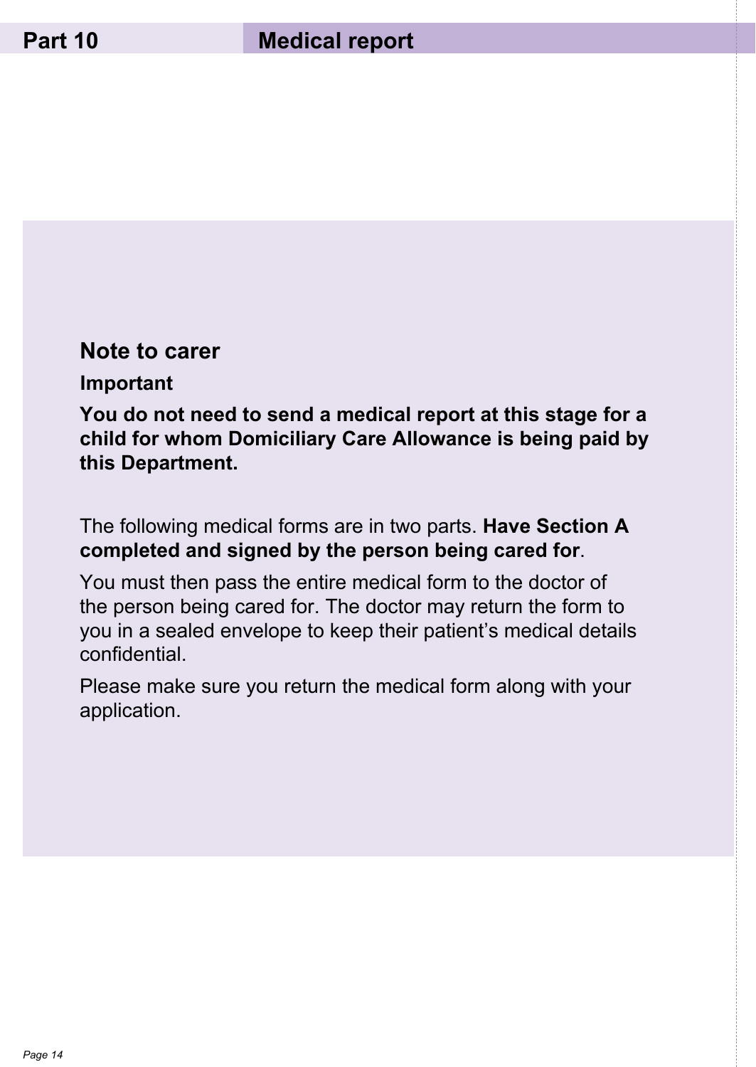# Part 10 Medical report

## Note to carer

**Important**

**You do not need to send a medical report at this stage for a child for whom Domiciliary Care Allowance is being paid by this Department.**

The following medical forms are in two parts. **Have Section A completed and signed by the person being cared for**.

You must then pass the entire medical form to the doctor of the person being cared for. The doctor may return the form to you in a sealed envelope to keep their patient's medical details confidential.

Please make sure you return the medical form along with your application.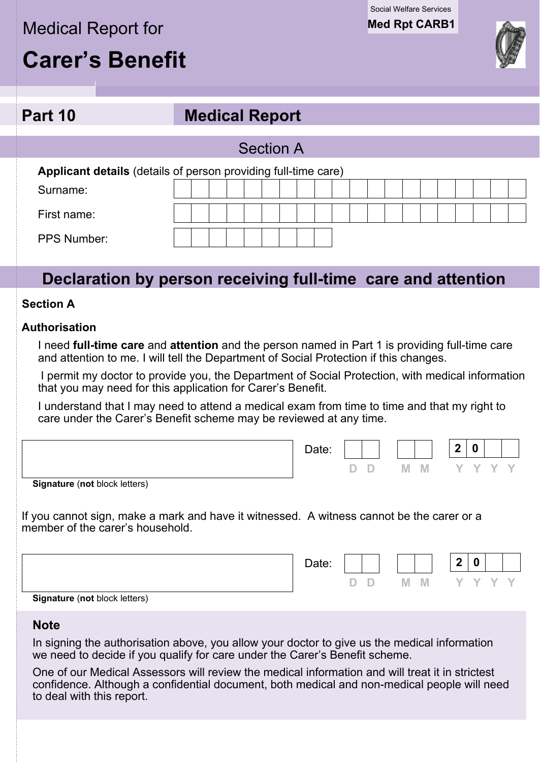Social Welfare Services
**Med Rpt CARB1**

# Medical Report for
# Carer's Benefit

## Part 10 Medical Report

### Section A

**Applicant details** (details of person providing full-time care)

Surname:

First name:

PPS Number:

## Declaration by person receiving full-time care and attention

**Section A**

**Authorisation**

I need **full-time care** and **attention** and the person named in Part 1 is providing full-time care and attention to me. I will tell the Department of Social Protection if this changes.

I permit my doctor to provide you, the Department of Social Protection, with medical information that you may need for this application for Carer's Benefit.

I understand that I may need to attend a medical exam from time to time and that my right to care under the Carer's Benefit scheme may be reviewed at any time.

**Signature** (**not** block letters)

Date: D D M M 2 0 Y Y

If you cannot sign, make a mark and have it witnessed. A witness cannot be the carer or a member of the carer's household.

**Signature** (**not** block letters)

Date: D D M M 2 0 Y Y

**Note**

In signing the authorisation above, you allow your doctor to give us the medical information we need to decide if you qualify for care under the Carer's Benefit scheme.

One of our Medical Assessors will review the medical information and will treat it in strictest confidence. Although a confidential document, both medical and non-medical people will need to deal with this report.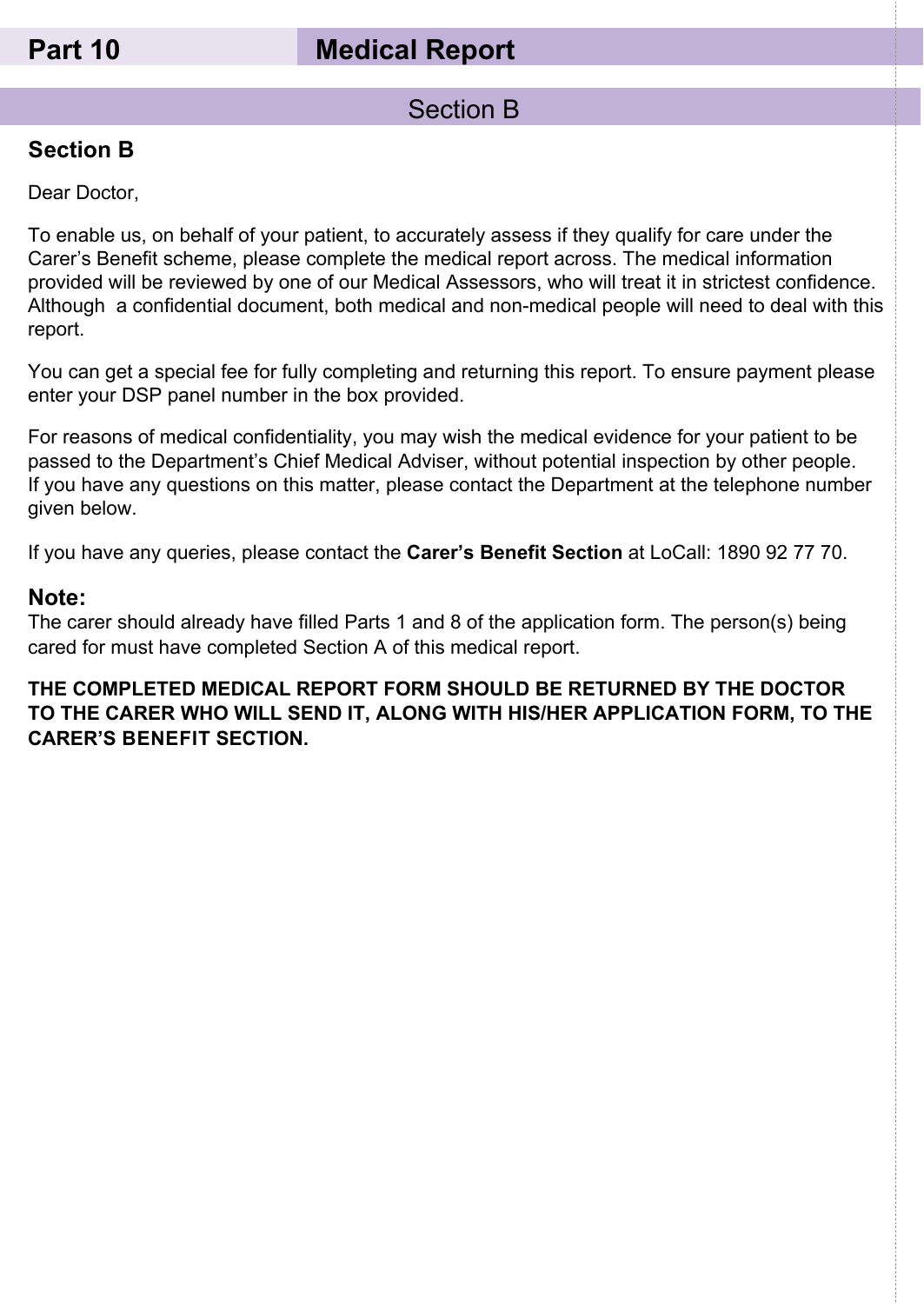## Part 10 Medical Report

### Section B

### Section B

Dear Doctor,

To enable us, on behalf of your patient, to accurately assess if they qualify for care under the Carer's Benefit scheme, please complete the medical report across. The medical information provided will be reviewed by one of our Medical Assessors, who will treat it in strictest confidence. Although a confidential document, both medical and non-medical people will need to deal with this report.

You can get a special fee for fully completing and returning this report. To ensure payment please enter your DSP panel number in the box provided.

For reasons of medical confidentiality, you may wish the medical evidence for your patient to be passed to the Department's Chief Medical Adviser, without potential inspection by other people. If you have any questions on this matter, please contact the Department at the telephone number given below.

If you have any queries, please contact the **Carer's Benefit Section** at LoCall: 1890 92 77 70.

**Note:**
The carer should already have filled Parts 1 and 8 of the application form. The person(s) being cared for must have completed Section A of this medical report.

**THE COMPLETED MEDICAL REPORT FORM SHOULD BE RETURNED BY THE DOCTOR TO THE CARER WHO WILL SEND IT, ALONG WITH HIS/HER APPLICATION FORM, TO THE CARER'S BENEFIT SECTION.**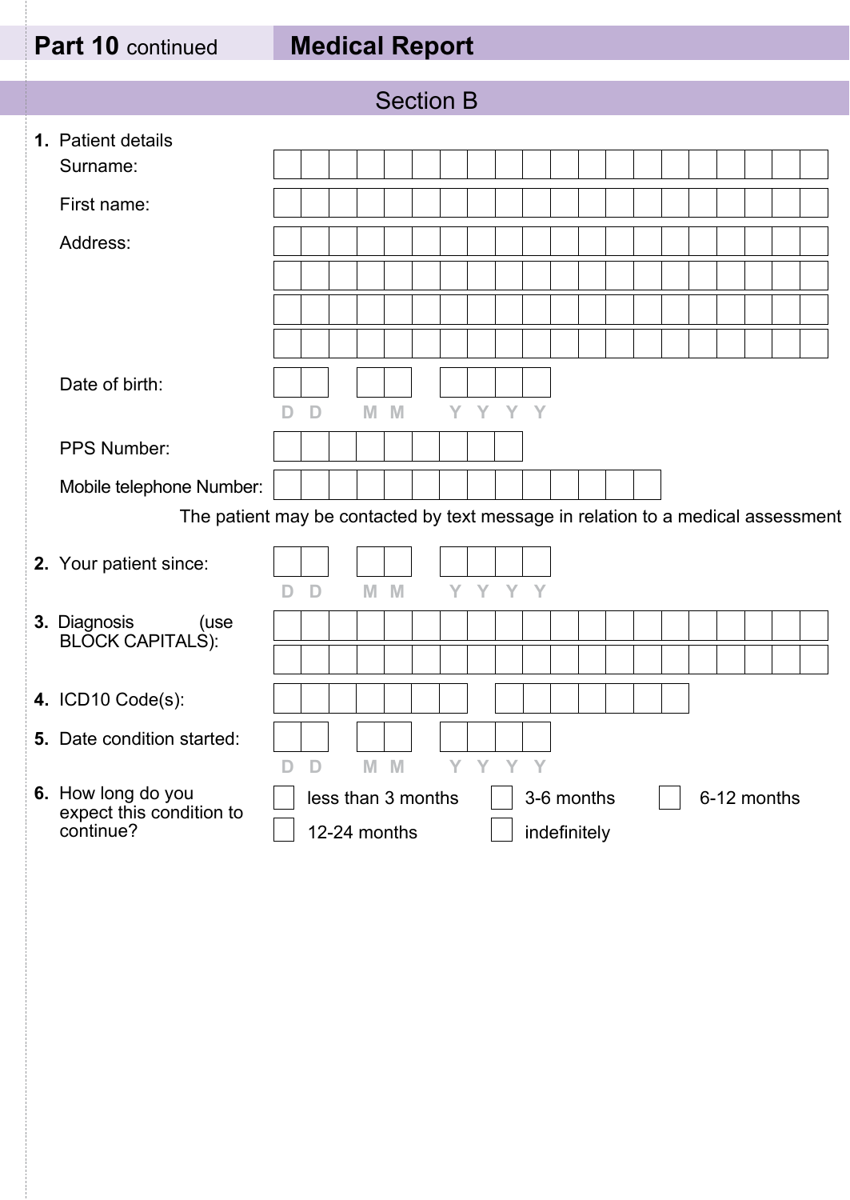## Part 10 continued — Medical Report

### Section B

**1.** Patient details

Surname:

First name:

Address:

Date of birth: D D M M Y Y Y Y

PPS Number:

Mobile telephone Number:

The patient may be contacted by text message in relation to a medical assessment

**2.** Your patient since: D D M M Y Y Y Y

**3.** Diagnosis (use BLOCK CAPITALS):

**4.** ICD10 Code(s):

**5.** Date condition started: D D M M Y Y Y Y

**6.** How long do you expect this condition to continue?

- ☐ less than 3 months
- ☐ 3-6 months
- ☐ 6-12 months
- ☐ 12-24 months
- ☐ indefinitely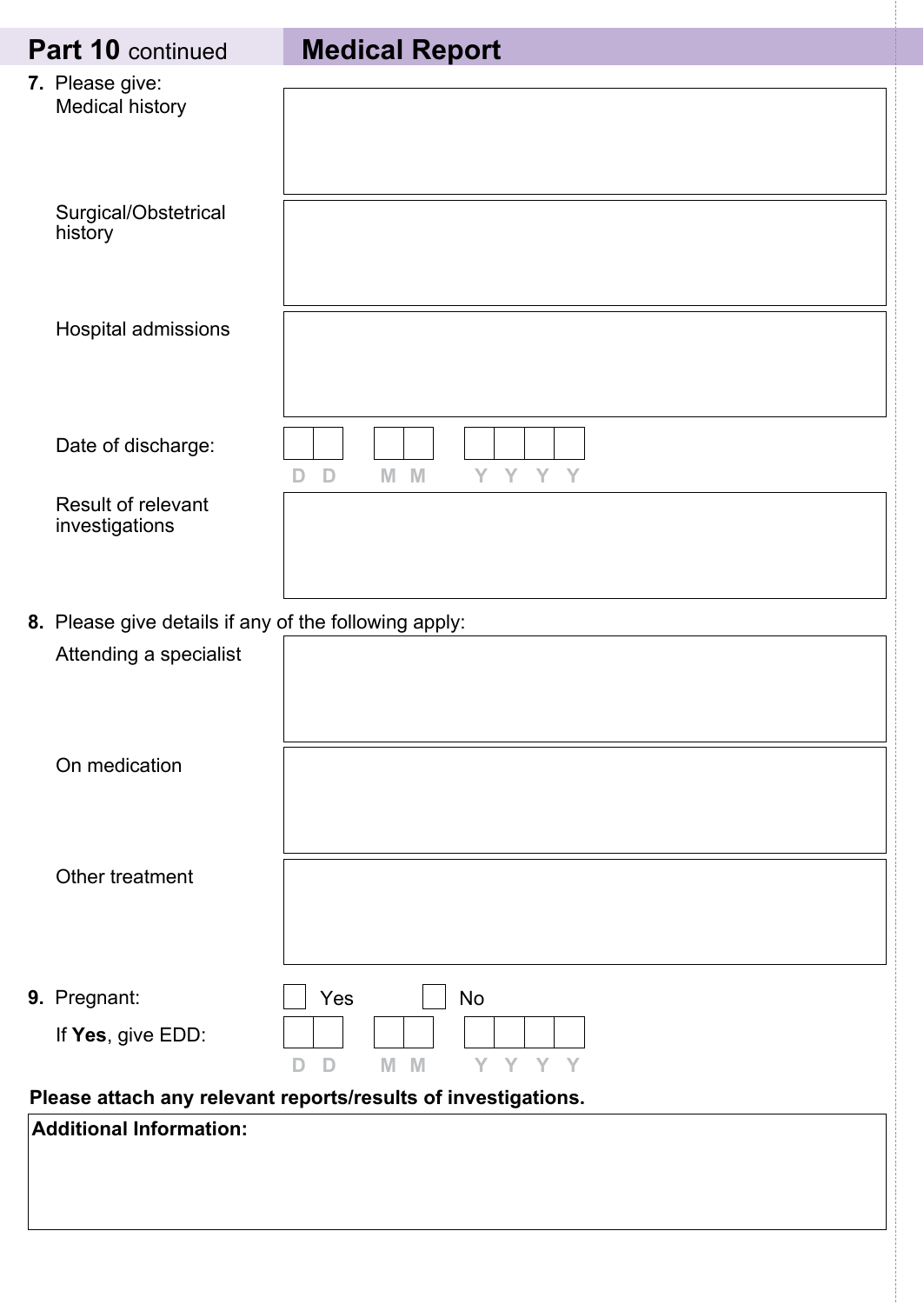## Part 10 continued — Medical Report

**7.** Please give:

Medical history

Surgical/Obstetrical history

Hospital admissions

Date of discharge: DD MM YYYY

Result of relevant investigations

**8.** Please give details if any of the following apply:

Attending a specialist

On medication

Other treatment

**9.** Pregnant: ☐ Yes ☐ No

If **Yes**, give EDD: DD MM YYYY

**Please attach any relevant reports/results of investigations.**

**Additional Information:**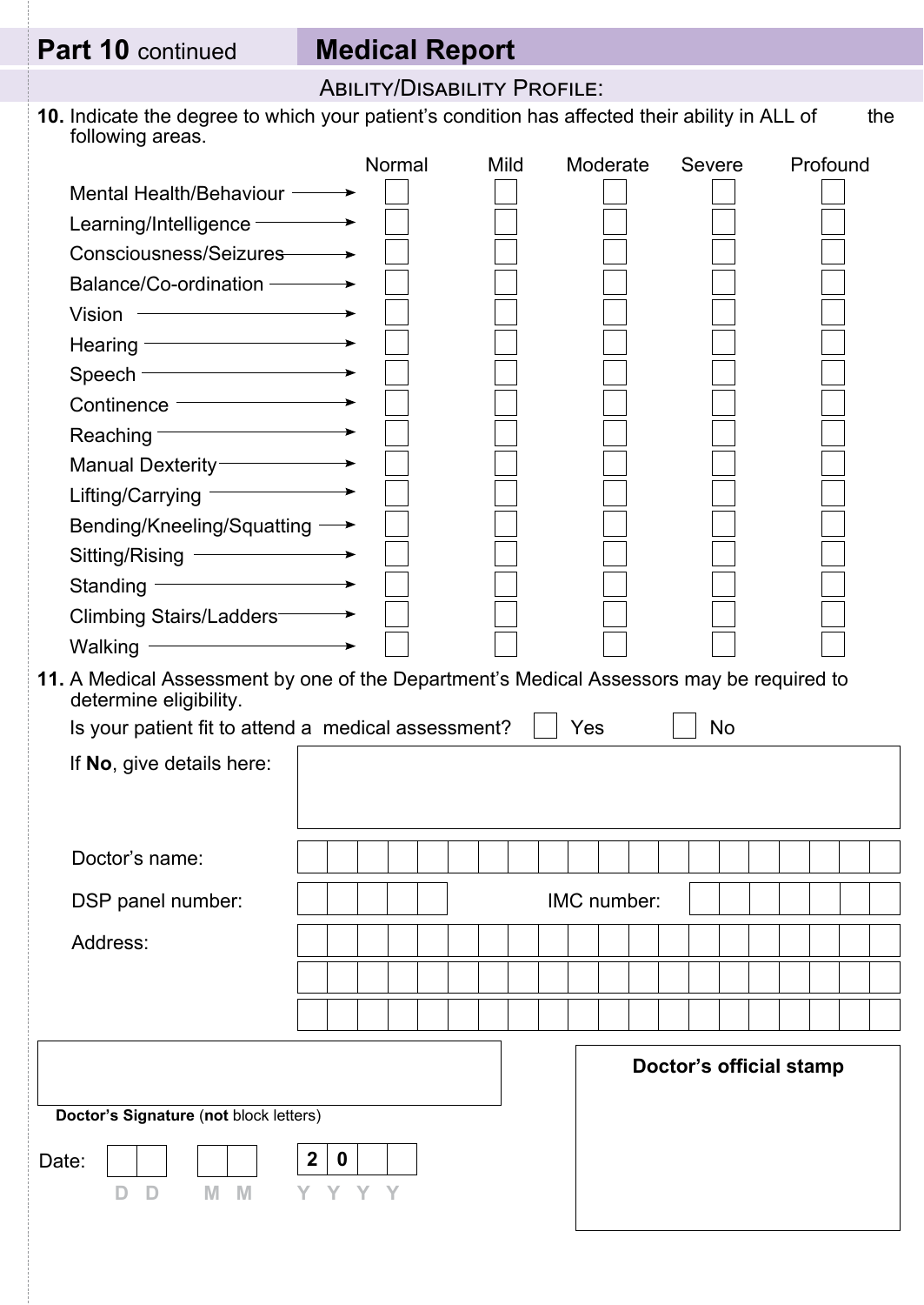## Part 10 continued — Medical Report

### Ability/Disability Profile:

**10.** Indicate the degree to which your patient's condition has affected their ability in ALL of the following areas.

| | Normal | Mild | Moderate | Severe | Profound |
|---|---|---|---|---|---|
| Mental Health/Behaviour | ☐ | ☐ | ☐ | ☐ | ☐ |
| Learning/Intelligence | ☐ | ☐ | ☐ | ☐ | ☐ |
| Consciousness/Seizures | ☐ | ☐ | ☐ | ☐ | ☐ |
| Balance/Co-ordination | ☐ | ☐ | ☐ | ☐ | ☐ |
| Vision | ☐ | ☐ | ☐ | ☐ | ☐ |
| Hearing | ☐ | ☐ | ☐ | ☐ | ☐ |
| Speech | ☐ | ☐ | ☐ | ☐ | ☐ |
| Continence | ☐ | ☐ | ☐ | ☐ | ☐ |
| Reaching | ☐ | ☐ | ☐ | ☐ | ☐ |
| Manual Dexterity | ☐ | ☐ | ☐ | ☐ | ☐ |
| Lifting/Carrying | ☐ | ☐ | ☐ | ☐ | ☐ |
| Bending/Kneeling/Squatting | ☐ | ☐ | ☐ | ☐ | ☐ |
| Sitting/Rising | ☐ | ☐ | ☐ | ☐ | ☐ |
| Standing | ☐ | ☐ | ☐ | ☐ | ☐ |
| Climbing Stairs/Ladders | ☐ | ☐ | ☐ | ☐ | ☐ |
| Walking | ☐ | ☐ | ☐ | ☐ | ☐ |

**11.** A Medical Assessment by one of the Department's Medical Assessors may be required to determine eligibility.

Is your patient fit to attend a medical assessment? ☐ Yes ☐ No

If **No**, give details here:

Doctor's name:

DSP panel number: IMC number:

Address:

**Doctor's Signature** (**not** block letters)

Date: D D / M M / 2 0 Y Y

**Doctor's official stamp**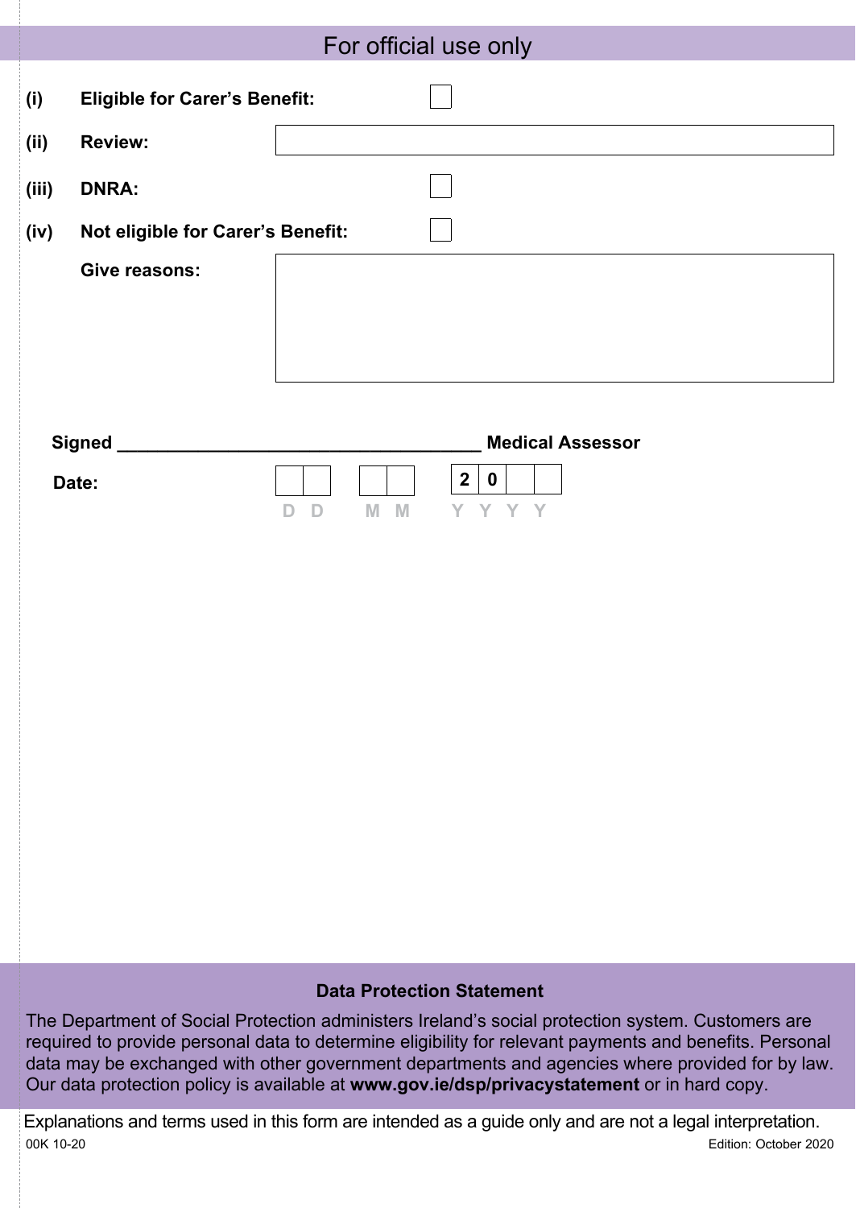## For official use only

**(i) Eligible for Carer's Benefit:** ☐

**(ii) Review:** ____________________

**(iii) DNRA:** ☐

**(iv) Not eligible for Carer's Benefit:** ☐

**Give reasons:**

**Signed** ___________________________________ **Medical Assessor**

**Date:** D D / M M / 2 0 Y Y

### Data Protection Statement

The Department of Social Protection administers Ireland's social protection system. Customers are required to provide personal data to determine eligibility for relevant payments and benefits. Personal data may be exchanged with other government departments and agencies where provided for by law. Our data protection policy is available at **www.gov.ie/dsp/privacystatement** or in hard copy.

Explanations and terms used in this form are intended as a guide only and are not a legal interpretation.

00K 10-20 Edition: October 2020